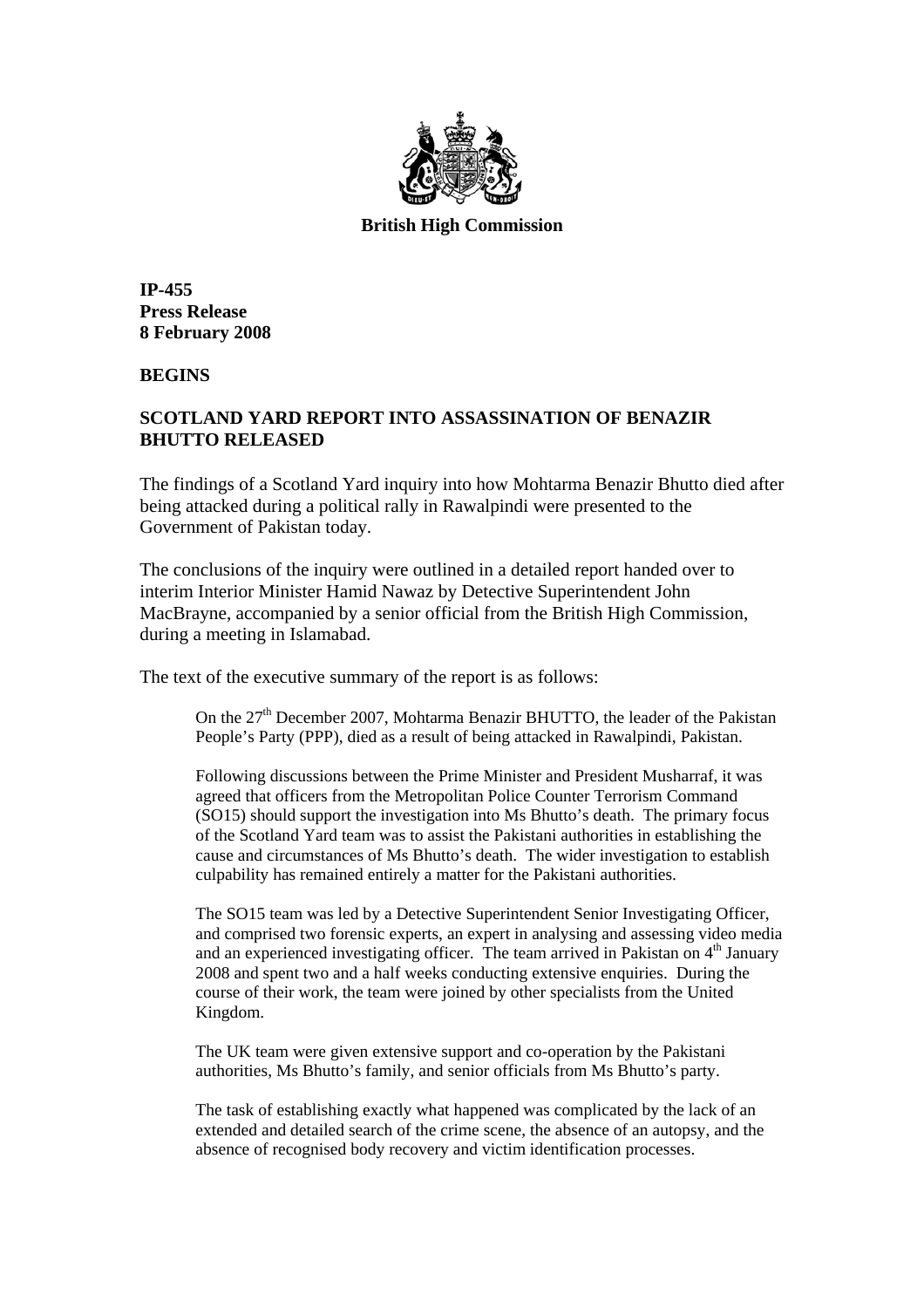**British High Commission**

**IP-455**
**Press Release**
**8 February 2008**

**BEGINS**

## SCOTLAND YARD REPORT INTO ASSASSINATION OF BENAZIR BHUTTO RELEASED

The findings of a Scotland Yard inquiry into how Mohtarma Benazir Bhutto died after being attacked during a political rally in Rawalpindi were presented to the Government of Pakistan today.

The conclusions of the inquiry were outlined in a detailed report handed over to interim Interior Minister Hamid Nawaz by Detective Superintendent John MacBrayne, accompanied by a senior official from the British High Commission, during a meeting in Islamabad.

The text of the executive summary of the report is as follows:

> On the 27th December 2007, Mohtarma Benazir BHUTTO, the leader of the Pakistan People's Party (PPP), died as a result of being attacked in Rawalpindi, Pakistan.
>
> Following discussions between the Prime Minister and President Musharraf, it was agreed that officers from the Metropolitan Police Counter Terrorism Command (SO15) should support the investigation into Ms Bhutto's death. The primary focus of the Scotland Yard team was to assist the Pakistani authorities in establishing the cause and circumstances of Ms Bhutto's death. The wider investigation to establish culpability has remained entirely a matter for the Pakistani authorities.
>
> The SO15 team was led by a Detective Superintendent Senior Investigating Officer, and comprised two forensic experts, an expert in analysing and assessing video media and an experienced investigating officer. The team arrived in Pakistan on 4th January 2008 and spent two and a half weeks conducting extensive enquiries. During the course of their work, the team were joined by other specialists from the United Kingdom.
>
> The UK team were given extensive support and co-operation by the Pakistani authorities, Ms Bhutto's family, and senior officials from Ms Bhutto's party.
>
> The task of establishing exactly what happened was complicated by the lack of an extended and detailed search of the crime scene, the absence of an autopsy, and the absence of recognised body recovery and victim identification processes.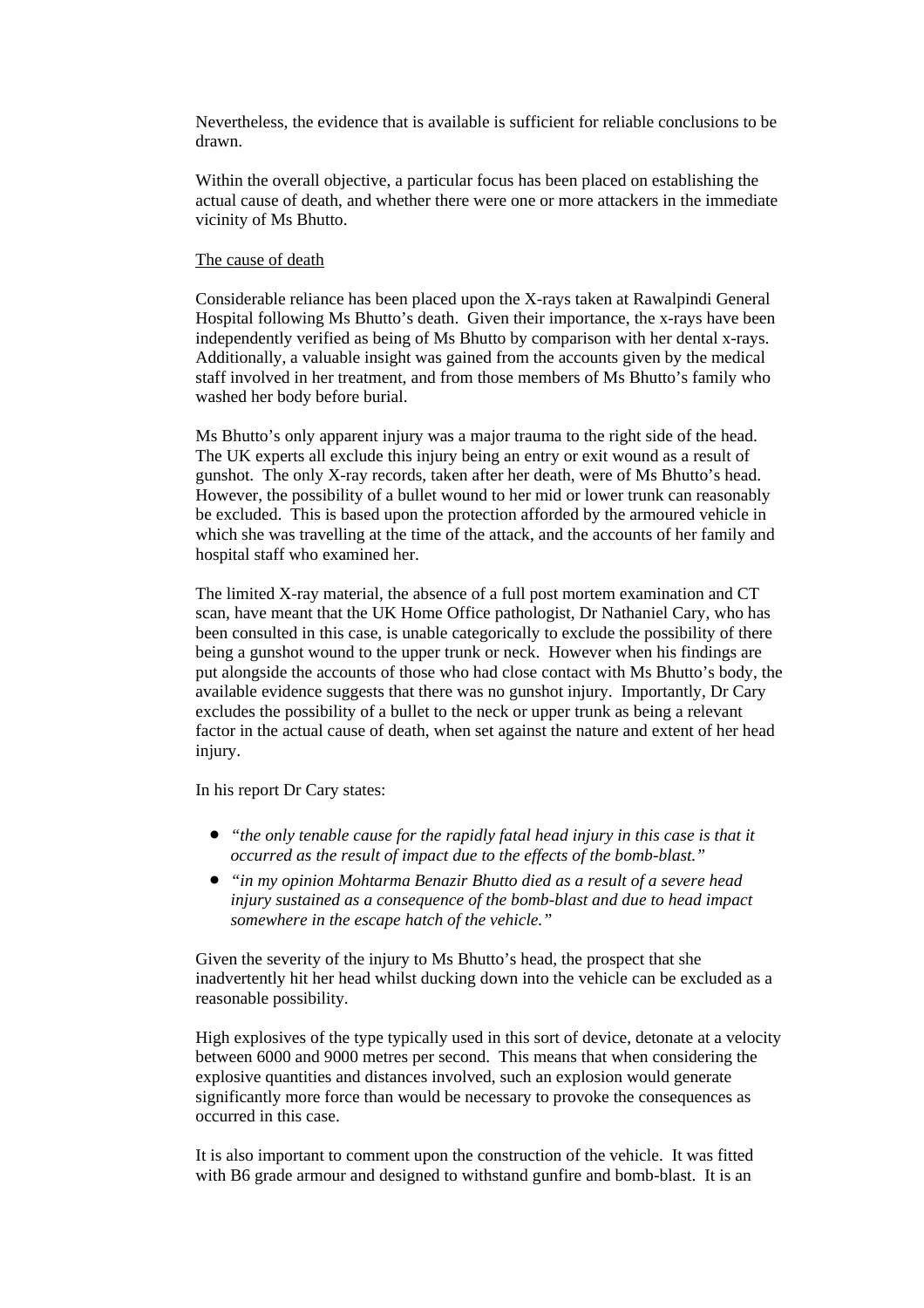Nevertheless, the evidence that is available is sufficient for reliable conclusions to be drawn.

Within the overall objective, a particular focus has been placed on establishing the actual cause of death, and whether there were one or more attackers in the immediate vicinity of Ms Bhutto.

<u>The cause of death</u>

Considerable reliance has been placed upon the X-rays taken at Rawalpindi General Hospital following Ms Bhutto's death. Given their importance, the x-rays have been independently verified as being of Ms Bhutto by comparison with her dental x-rays. Additionally, a valuable insight was gained from the accounts given by the medical staff involved in her treatment, and from those members of Ms Bhutto's family who washed her body before burial.

Ms Bhutto's only apparent injury was a major trauma to the right side of the head. The UK experts all exclude this injury being an entry or exit wound as a result of gunshot. The only X-ray records, taken after her death, were of Ms Bhutto's head. However, the possibility of a bullet wound to her mid or lower trunk can reasonably be excluded. This is based upon the protection afforded by the armoured vehicle in which she was travelling at the time of the attack, and the accounts of her family and hospital staff who examined her.

The limited X-ray material, the absence of a full post mortem examination and CT scan, have meant that the UK Home Office pathologist, Dr Nathaniel Cary, who has been consulted in this case, is unable categorically to exclude the possibility of there being a gunshot wound to the upper trunk or neck. However when his findings are put alongside the accounts of those who had close contact with Ms Bhutto's body, the available evidence suggests that there was no gunshot injury. Importantly, Dr Cary excludes the possibility of a bullet to the neck or upper trunk as being a relevant factor in the actual cause of death, when set against the nature and extent of her head injury.

In his report Dr Cary states:

- *"the only tenable cause for the rapidly fatal head injury in this case is that it occurred as the result of impact due to the effects of the bomb-blast."*
- *"in my opinion Mohtarma Benazir Bhutto died as a result of a severe head injury sustained as a consequence of the bomb-blast and due to head impact somewhere in the escape hatch of the vehicle."*

Given the severity of the injury to Ms Bhutto's head, the prospect that she inadvertently hit her head whilst ducking down into the vehicle can be excluded as a reasonable possibility.

High explosives of the type typically used in this sort of device, detonate at a velocity between 6000 and 9000 metres per second. This means that when considering the explosive quantities and distances involved, such an explosion would generate significantly more force than would be necessary to provoke the consequences as occurred in this case.

It is also important to comment upon the construction of the vehicle. It was fitted with B6 grade armour and designed to withstand gunfire and bomb-blast. It is an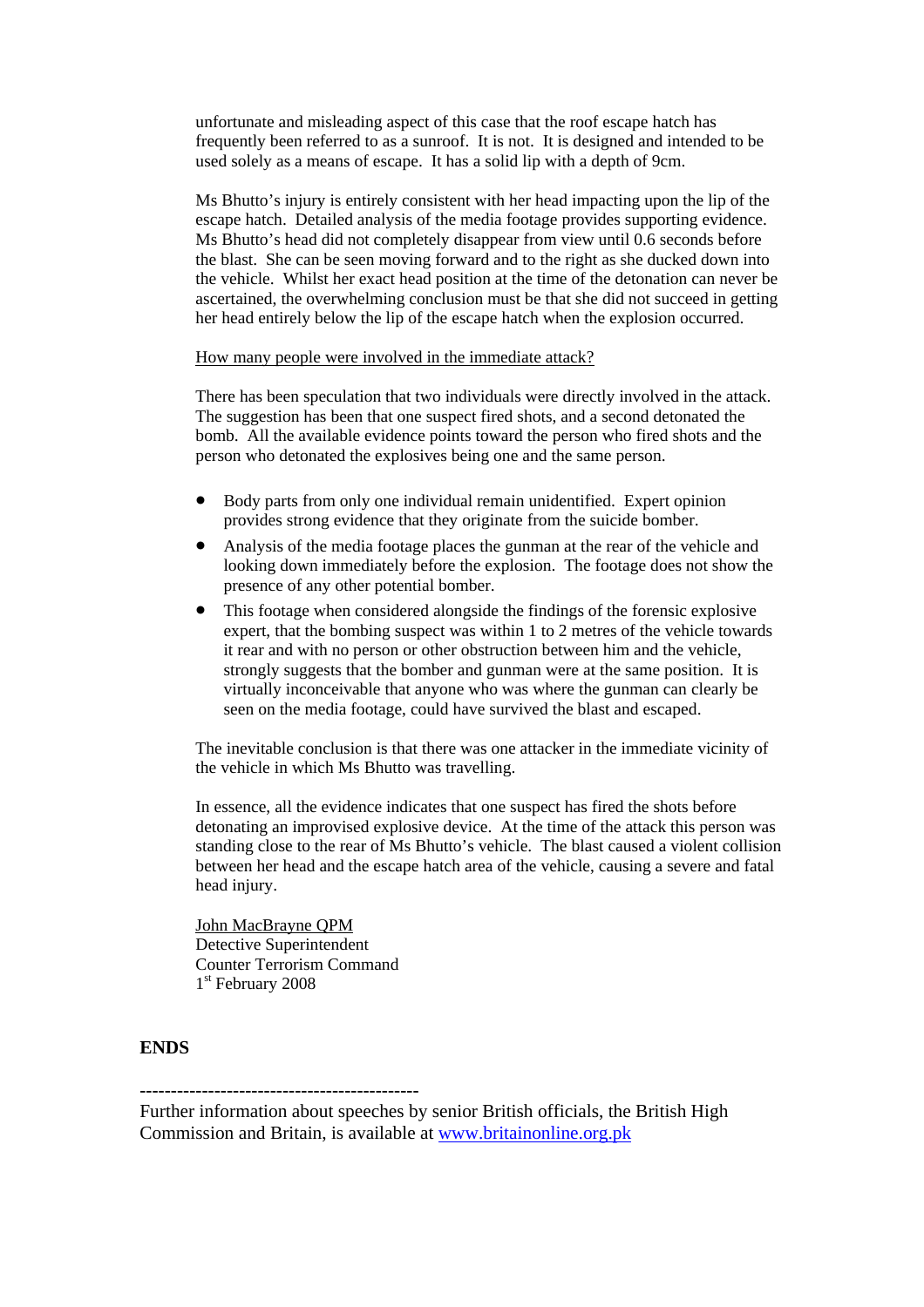unfortunate and misleading aspect of this case that the roof escape hatch has frequently been referred to as a sunroof. It is not. It is designed and intended to be used solely as a means of escape. It has a solid lip with a depth of 9cm.

Ms Bhutto's injury is entirely consistent with her head impacting upon the lip of the escape hatch. Detailed analysis of the media footage provides supporting evidence. Ms Bhutto's head did not completely disappear from view until 0.6 seconds before the blast. She can be seen moving forward and to the right as she ducked down into the vehicle. Whilst her exact head position at the time of the detonation can never be ascertained, the overwhelming conclusion must be that she did not succeed in getting her head entirely below the lip of the escape hatch when the explosion occurred.

<u>How many people were involved in the immediate attack?</u>

There has been speculation that two individuals were directly involved in the attack. The suggestion has been that one suspect fired shots, and a second detonated the bomb. All the available evidence points toward the person who fired shots and the person who detonated the explosives being one and the same person.

- Body parts from only one individual remain unidentified. Expert opinion provides strong evidence that they originate from the suicide bomber.
- Analysis of the media footage places the gunman at the rear of the vehicle and looking down immediately before the explosion. The footage does not show the presence of any other potential bomber.
- This footage when considered alongside the findings of the forensic explosive expert, that the bombing suspect was within 1 to 2 metres of the vehicle towards it rear and with no person or other obstruction between him and the vehicle, strongly suggests that the bomber and gunman were at the same position. It is virtually inconceivable that anyone who was where the gunman can clearly be seen on the media footage, could have survived the blast and escaped.

The inevitable conclusion is that there was one attacker in the immediate vicinity of the vehicle in which Ms Bhutto was travelling.

In essence, all the evidence indicates that one suspect has fired the shots before detonating an improvised explosive device. At the time of the attack this person was standing close to the rear of Ms Bhutto's vehicle. The blast caused a violent collision between her head and the escape hatch area of the vehicle, causing a severe and fatal head injury.

<u>John MacBrayne QPM</u>
Detective Superintendent
Counter Terrorism Command
1st February 2008

**ENDS**

---

Further information about speeches by senior British officials, the British High Commission and Britain, is available at www.britainonline.org.pk